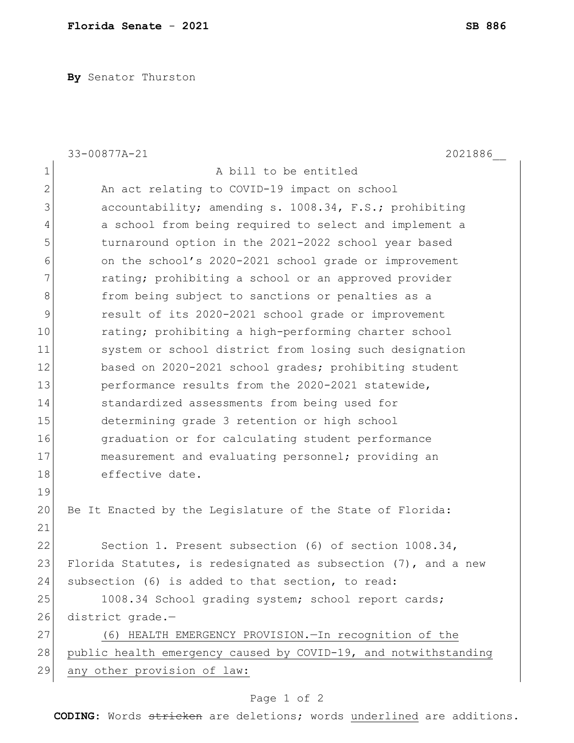**Florida Senate - 2021** **SB 886**

**By** Senator Thurston

33-00877A-21 2021886__

A bill to be entitled

An act relating to COVID-19 impact on school accountability; amending s. 1008.34, F.S.; prohibiting a school from being required to select and implement a turnaround option in the 2021-2022 school year based on the school's 2020-2021 school grade or improvement rating; prohibiting a school or an approved provider from being subject to sanctions or penalties as a result of its 2020-2021 school grade or improvement rating; prohibiting a high-performing charter school system or school district from losing such designation based on 2020-2021 school grades; prohibiting student performance results from the 2020-2021 statewide, standardized assessments from being used for determining grade 3 retention or high school graduation or for calculating student performance measurement and evaluating personnel; providing an effective date.

Be It Enacted by the Legislature of the State of Florida:

Section 1. Present subsection (6) of section 1008.34, Florida Statutes, is redesignated as subsection (7), and a new subsection (6) is added to that section, to read:

1008.34 School grading system; school report cards; district grade.—

<u>(6) HEALTH EMERGENCY PROVISION.—In recognition of the public health emergency caused by COVID-19, and notwithstanding any other provision of law:</u>

**CODING:** Words ~~stricken~~ are deletions; words <u>underlined</u> are additions.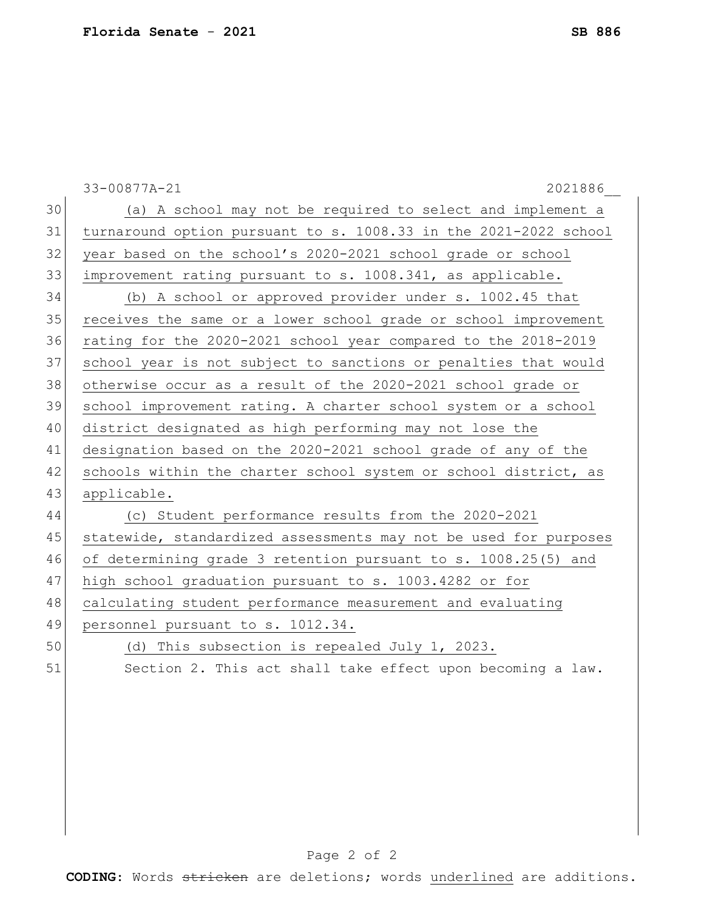(a) A school may not be required to select and implement a turnaround option pursuant to s. 1008.33 in the 2021-2022 school year based on the school's 2020-2021 school grade or school improvement rating pursuant to s. 1008.341, as applicable.

(b) A school or approved provider under s. 1002.45 that receives the same or a lower school grade or school improvement rating for the 2020-2021 school year compared to the 2018-2019 school year is not subject to sanctions or penalties that would otherwise occur as a result of the 2020-2021 school grade or school improvement rating. A charter school system or a school district designated as high performing may not lose the designation based on the 2020-2021 school grade of any of the schools within the charter school system or school district, as applicable.

(c) Student performance results from the 2020-2021 statewide, standardized assessments may not be used for purposes of determining grade 3 retention pursuant to s. 1008.25(5) and high school graduation pursuant to s. 1003.4282 or for calculating student performance measurement and evaluating personnel pursuant to s. 1012.34.

(d) This subsection is repealed July 1, 2023.

Section 2. This act shall take effect upon becoming a law.

**CODING:** Words ~~stricken~~ are deletions; words underlined are additions.